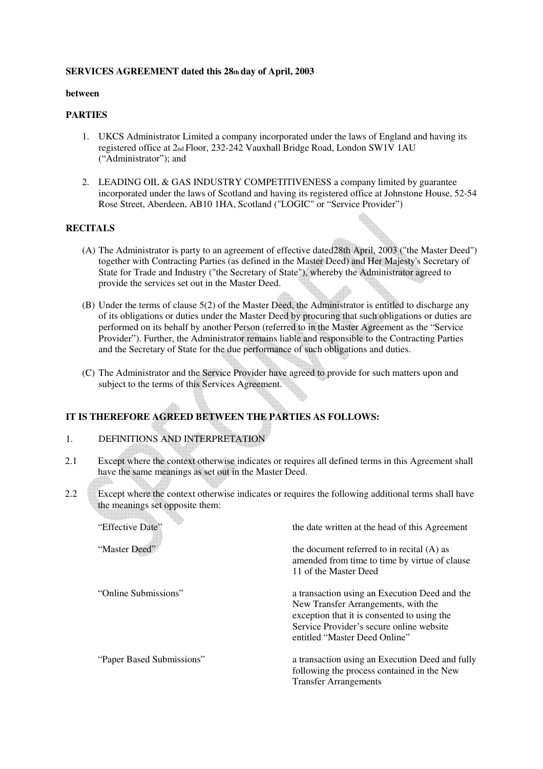**SERVICES AGREEMENT dated this 28th day of April, 2003**

**between**

**PARTIES**

1. UKCS Administrator Limited a company incorporated under the laws of England and having its registered office at 2nd Floor, 232-242 Vauxhall Bridge Road, London SW1V 1AU ("Administrator"); and

2. LEADING OIL & GAS INDUSTRY COMPETITIVENESS a company limited by guarantee incorporated under the laws of Scotland and having its registered office at Johnstone House, 52-54 Rose Street, Aberdeen, AB10 1HA, Scotland ("LOGIC" or "Service Provider")

**RECITALS**

(A) The Administrator is party to an agreement of effective dated28th April, 2003 ("the Master Deed") together with Contracting Parties (as defined in the Master Deed) and Her Majesty's Secretary of State for Trade and Industry ("the Secretary of State"), whereby the Administrator agreed to provide the services set out in the Master Deed.

(B) Under the terms of clause 5(2) of the Master Deed, the Administrator is entitled to discharge any of its obligations or duties under the Master Deed by procuring that such obligations or duties are performed on its behalf by another Person (referred to in the Master Agreement as the "Service Provider"). Further, the Administrator remains liable and responsible to the Contracting Parties and the Secretary of State for the due performance of such obligations and duties.

(C) The Administrator and the Service Provider have agreed to provide for such matters upon and subject to the terms of this Services Agreement.

**IT IS THEREFORE AGREED BETWEEN THE PARTIES AS FOLLOWS:**

1. DEFINITIONS AND INTERPRETATION

2.1 Except where the context otherwise indicates or requires all defined terms in this Agreement shall have the same meanings as set out in the Master Deed.

2.2 Except where the context otherwise indicates or requires the following additional terms shall have the meanings set opposite them:

| | |
|---|---|
| "Effective Date" | the date written at the head of this Agreement |
| "Master Deed" | the document referred to in recital (A) as amended from time to time by virtue of clause 11 of the Master Deed |
| "Online Submissions" | a transaction using an Execution Deed and the New Transfer Arrangements, with the exception that it is consented to using the Service Provider's secure online website entitled "Master Deed Online" |
| "Paper Based Submissions" | a transaction using an Execution Deed and fully following the process contained in the New Transfer Arrangements |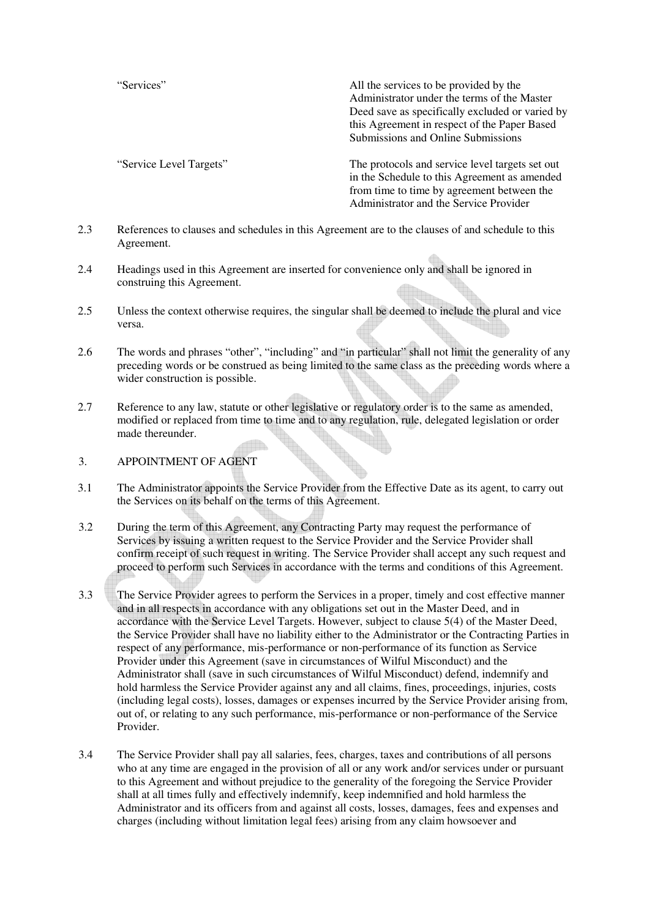| | |
|---|---|
| "Services" | All the services to be provided by the Administrator under the terms of the Master Deed save as specifically excluded or varied by this Agreement in respect of the Paper Based Submissions and Online Submissions |
| "Service Level Targets" | The protocols and service level targets set out in the Schedule to this Agreement as amended from time to time by agreement between the Administrator and the Service Provider |

2.3 References to clauses and schedules in this Agreement are to the clauses of and schedule to this Agreement.

2.4 Headings used in this Agreement are inserted for convenience only and shall be ignored in construing this Agreement.

2.5 Unless the context otherwise requires, the singular shall be deemed to include the plural and vice versa.

2.6 The words and phrases "other", "including" and "in particular" shall not limit the generality of any preceding words or be construed as being limited to the same class as the preceding words where a wider construction is possible.

2.7 Reference to any law, statute or other legislative or regulatory order is to the same as amended, modified or replaced from time to time and to any regulation, rule, delegated legislation or order made thereunder.

## 3. APPOINTMENT OF AGENT

3.1 The Administrator appoints the Service Provider from the Effective Date as its agent, to carry out the Services on its behalf on the terms of this Agreement.

3.2 During the term of this Agreement, any Contracting Party may request the performance of Services by issuing a written request to the Service Provider and the Service Provider shall confirm receipt of such request in writing. The Service Provider shall accept any such request and proceed to perform such Services in accordance with the terms and conditions of this Agreement.

3.3 The Service Provider agrees to perform the Services in a proper, timely and cost effective manner and in all respects in accordance with any obligations set out in the Master Deed, and in accordance with the Service Level Targets. However, subject to clause 5(4) of the Master Deed, the Service Provider shall have no liability either to the Administrator or the Contracting Parties in respect of any performance, mis-performance or non-performance of its function as Service Provider under this Agreement (save in circumstances of Wilful Misconduct) and the Administrator shall (save in such circumstances of Wilful Misconduct) defend, indemnify and hold harmless the Service Provider against any and all claims, fines, proceedings, injuries, costs (including legal costs), losses, damages or expenses incurred by the Service Provider arising from, out of, or relating to any such performance, mis-performance or non-performance of the Service Provider.

3.4 The Service Provider shall pay all salaries, fees, charges, taxes and contributions of all persons who at any time are engaged in the provision of all or any work and/or services under or pursuant to this Agreement and without prejudice to the generality of the foregoing the Service Provider shall at all times fully and effectively indemnify, keep indemnified and hold harmless the Administrator and its officers from and against all costs, losses, damages, fees and expenses and charges (including without limitation legal fees) arising from any claim howsoever and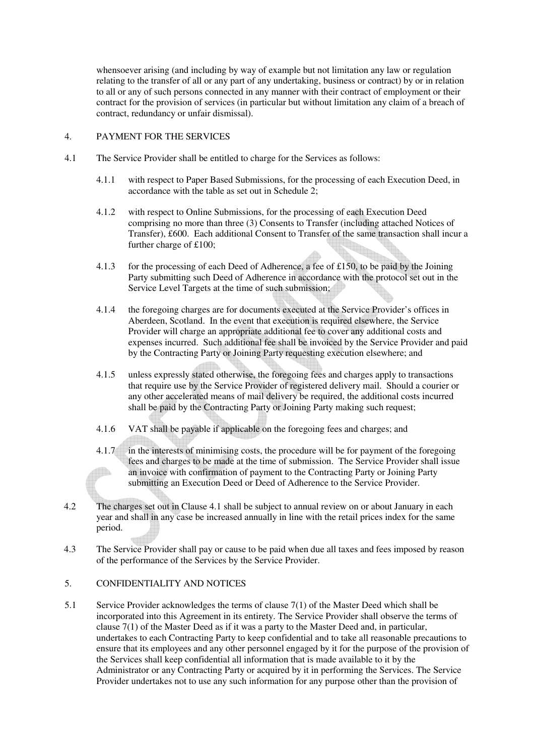whensoever arising (and including by way of example but not limitation any law or regulation relating to the transfer of all or any part of any undertaking, business or contract) by or in relation to all or any of such persons connected in any manner with their contract of employment or their contract for the provision of services (in particular but without limitation any claim of a breach of contract, redundancy or unfair dismissal).

## 4. PAYMENT FOR THE SERVICES

4.1 The Service Provider shall be entitled to charge for the Services as follows:

4.1.1 with respect to Paper Based Submissions, for the processing of each Execution Deed, in accordance with the table as set out in Schedule 2;

4.1.2 with respect to Online Submissions, for the processing of each Execution Deed comprising no more than three (3) Consents to Transfer (including attached Notices of Transfer), £600. Each additional Consent to Transfer of the same transaction shall incur a further charge of £100;

4.1.3 for the processing of each Deed of Adherence, a fee of £150, to be paid by the Joining Party submitting such Deed of Adherence in accordance with the protocol set out in the Service Level Targets at the time of such submission;

4.1.4 the foregoing charges are for documents executed at the Service Provider's offices in Aberdeen, Scotland. In the event that execution is required elsewhere, the Service Provider will charge an appropriate additional fee to cover any additional costs and expenses incurred. Such additional fee shall be invoiced by the Service Provider and paid by the Contracting Party or Joining Party requesting execution elsewhere; and

4.1.5 unless expressly stated otherwise, the foregoing fees and charges apply to transactions that require use by the Service Provider of registered delivery mail. Should a courier or any other accelerated means of mail delivery be required, the additional costs incurred shall be paid by the Contracting Party or Joining Party making such request;

4.1.6 VAT shall be payable if applicable on the foregoing fees and charges; and

4.1.7 in the interests of minimising costs, the procedure will be for payment of the foregoing fees and charges to be made at the time of submission. The Service Provider shall issue an invoice with confirmation of payment to the Contracting Party or Joining Party submitting an Execution Deed or Deed of Adherence to the Service Provider.

4.2 The charges set out in Clause 4.1 shall be subject to annual review on or about January in each year and shall in any case be increased annually in line with the retail prices index for the same period.

4.3 The Service Provider shall pay or cause to be paid when due all taxes and fees imposed by reason of the performance of the Services by the Service Provider.

## 5. CONFIDENTIALITY AND NOTICES

5.1 Service Provider acknowledges the terms of clause 7(1) of the Master Deed which shall be incorporated into this Agreement in its entirety. The Service Provider shall observe the terms of clause 7(1) of the Master Deed as if it was a party to the Master Deed and, in particular, undertakes to each Contracting Party to keep confidential and to take all reasonable precautions to ensure that its employees and any other personnel engaged by it for the purpose of the provision of the Services shall keep confidential all information that is made available to it by the Administrator or any Contracting Party or acquired by it in performing the Services. The Service Provider undertakes not to use any such information for any purpose other than the provision of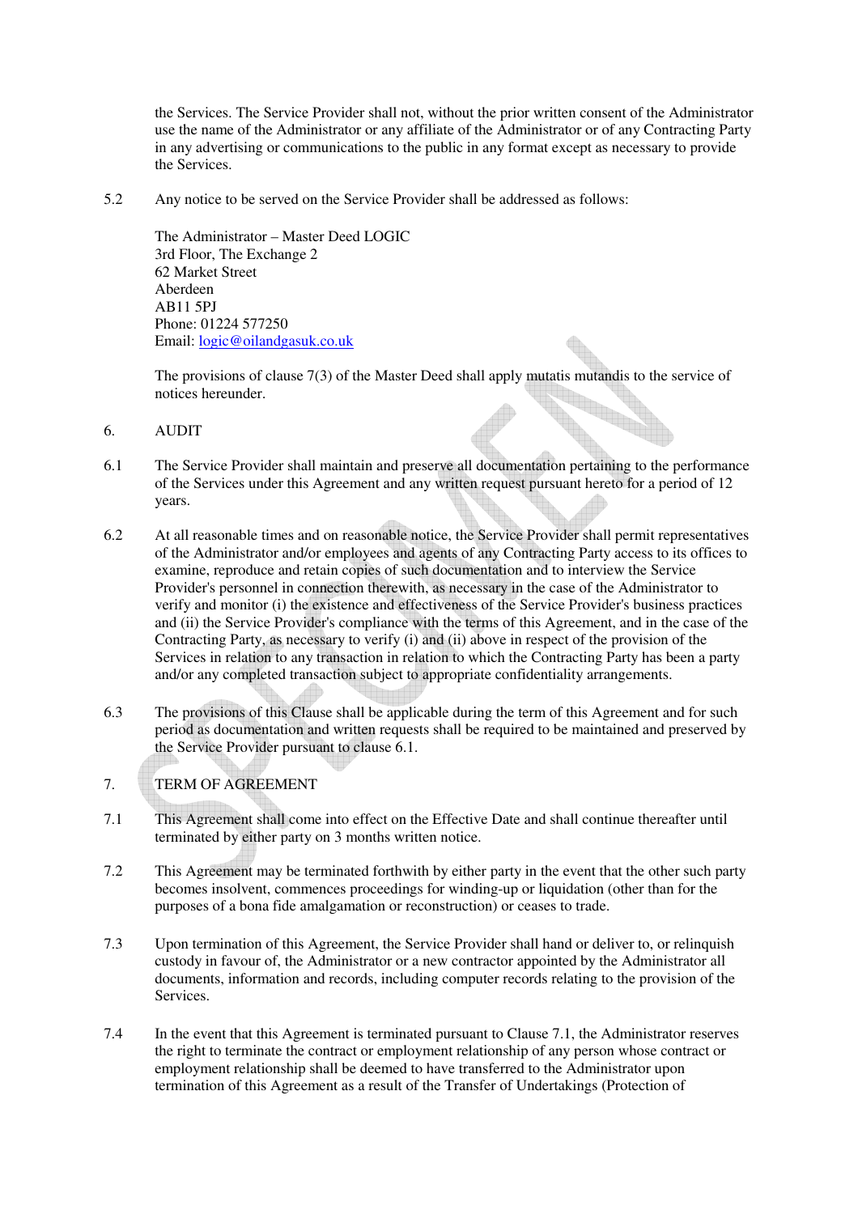the Services. The Service Provider shall not, without the prior written consent of the Administrator use the name of the Administrator or any affiliate of the Administrator or of any Contracting Party in any advertising or communications to the public in any format except as necessary to provide the Services.

5.2 Any notice to be served on the Service Provider shall be addressed as follows:

The Administrator – Master Deed LOGIC
3rd Floor, The Exchange 2
62 Market Street
Aberdeen
AB11 5PJ
Phone: 01224 577250
Email: logic@oilandgasuk.co.uk

The provisions of clause 7(3) of the Master Deed shall apply mutatis mutandis to the service of notices hereunder.

6. AUDIT

6.1 The Service Provider shall maintain and preserve all documentation pertaining to the performance of the Services under this Agreement and any written request pursuant hereto for a period of 12 years.

6.2 At all reasonable times and on reasonable notice, the Service Provider shall permit representatives of the Administrator and/or employees and agents of any Contracting Party access to its offices to examine, reproduce and retain copies of such documentation and to interview the Service Provider's personnel in connection therewith, as necessary in the case of the Administrator to verify and monitor (i) the existence and effectiveness of the Service Provider's business practices and (ii) the Service Provider's compliance with the terms of this Agreement, and in the case of the Contracting Party, as necessary to verify (i) and (ii) above in respect of the provision of the Services in relation to any transaction in relation to which the Contracting Party has been a party and/or any completed transaction subject to appropriate confidentiality arrangements.

6.3 The provisions of this Clause shall be applicable during the term of this Agreement and for such period as documentation and written requests shall be required to be maintained and preserved by the Service Provider pursuant to clause 6.1.

7. TERM OF AGREEMENT

7.1 This Agreement shall come into effect on the Effective Date and shall continue thereafter until terminated by either party on 3 months written notice.

7.2 This Agreement may be terminated forthwith by either party in the event that the other such party becomes insolvent, commences proceedings for winding-up or liquidation (other than for the purposes of a bona fide amalgamation or reconstruction) or ceases to trade.

7.3 Upon termination of this Agreement, the Service Provider shall hand or deliver to, or relinquish custody in favour of, the Administrator or a new contractor appointed by the Administrator all documents, information and records, including computer records relating to the provision of the Services.

7.4 In the event that this Agreement is terminated pursuant to Clause 7.1, the Administrator reserves the right to terminate the contract or employment relationship of any person whose contract or employment relationship shall be deemed to have transferred to the Administrator upon termination of this Agreement as a result of the Transfer of Undertakings (Protection of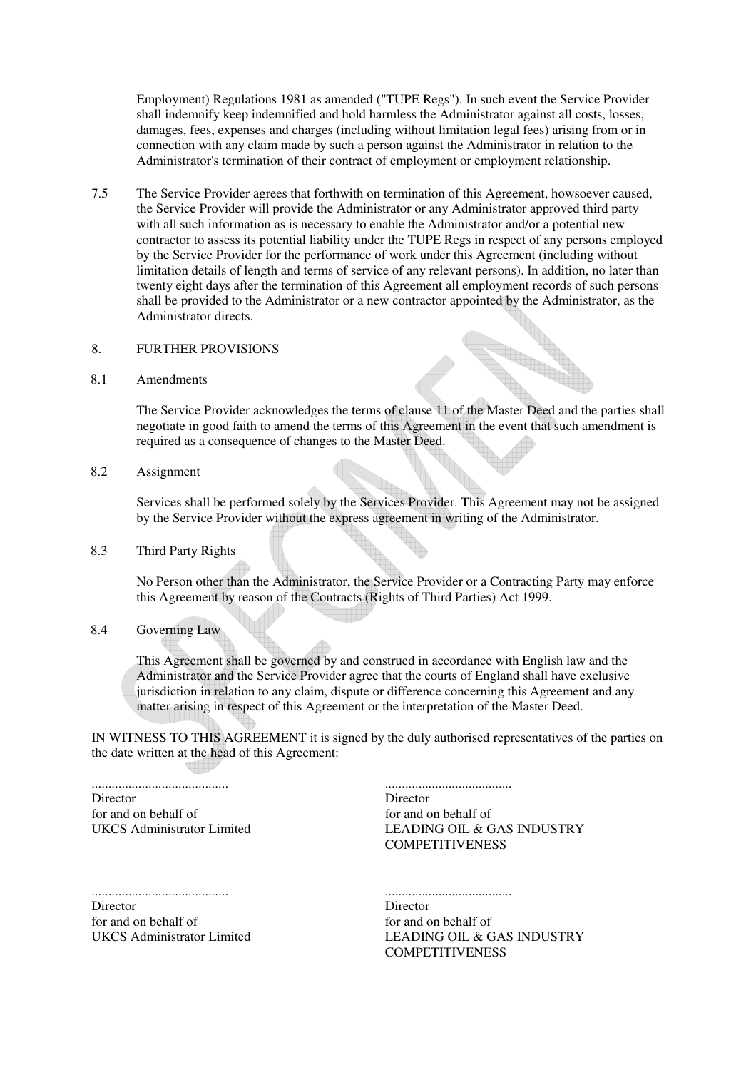Employment) Regulations 1981 as amended ("TUPE Regs"). In such event the Service Provider shall indemnify keep indemnified and hold harmless the Administrator against all costs, losses, damages, fees, expenses and charges (including without limitation legal fees) arising from or in connection with any claim made by such a person against the Administrator in relation to the Administrator's termination of their contract of employment or employment relationship.

7.5 The Service Provider agrees that forthwith on termination of this Agreement, howsoever caused, the Service Provider will provide the Administrator or any Administrator approved third party with all such information as is necessary to enable the Administrator and/or a potential new contractor to assess its potential liability under the TUPE Regs in respect of any persons employed by the Service Provider for the performance of work under this Agreement (including without limitation details of length and terms of service of any relevant persons). In addition, no later than twenty eight days after the termination of this Agreement all employment records of such persons shall be provided to the Administrator or a new contractor appointed by the Administrator, as the Administrator directs.

8. FURTHER PROVISIONS

8.1 Amendments

The Service Provider acknowledges the terms of clause 11 of the Master Deed and the parties shall negotiate in good faith to amend the terms of this Agreement in the event that such amendment is required as a consequence of changes to the Master Deed.

8.2 Assignment

Services shall be performed solely by the Services Provider. This Agreement may not be assigned by the Service Provider without the express agreement in writing of the Administrator.

8.3 Third Party Rights

No Person other than the Administrator, the Service Provider or a Contracting Party may enforce this Agreement by reason of the Contracts (Rights of Third Parties) Act 1999.

8.4 Governing Law

This Agreement shall be governed by and construed in accordance with English law and the Administrator and the Service Provider agree that the courts of England shall have exclusive jurisdiction in relation to any claim, dispute or difference concerning this Agreement and any matter arising in respect of this Agreement or the interpretation of the Master Deed.

IN WITNESS TO THIS AGREEMENT it is signed by the duly authorised representatives of the parties on the date written at the head of this Agreement:

| | |
|---|---|
| .......................................... | ...................................... |
| Director | Director |
| for and on behalf of | for and on behalf of |
| UKCS Administrator Limited | LEADING OIL & GAS INDUSTRY COMPETITIVENESS |
| .......................................... | ...................................... |
| Director | Director |
| for and on behalf of | for and on behalf of |
| UKCS Administrator Limited | LEADING OIL & GAS INDUSTRY COMPETITIVENESS |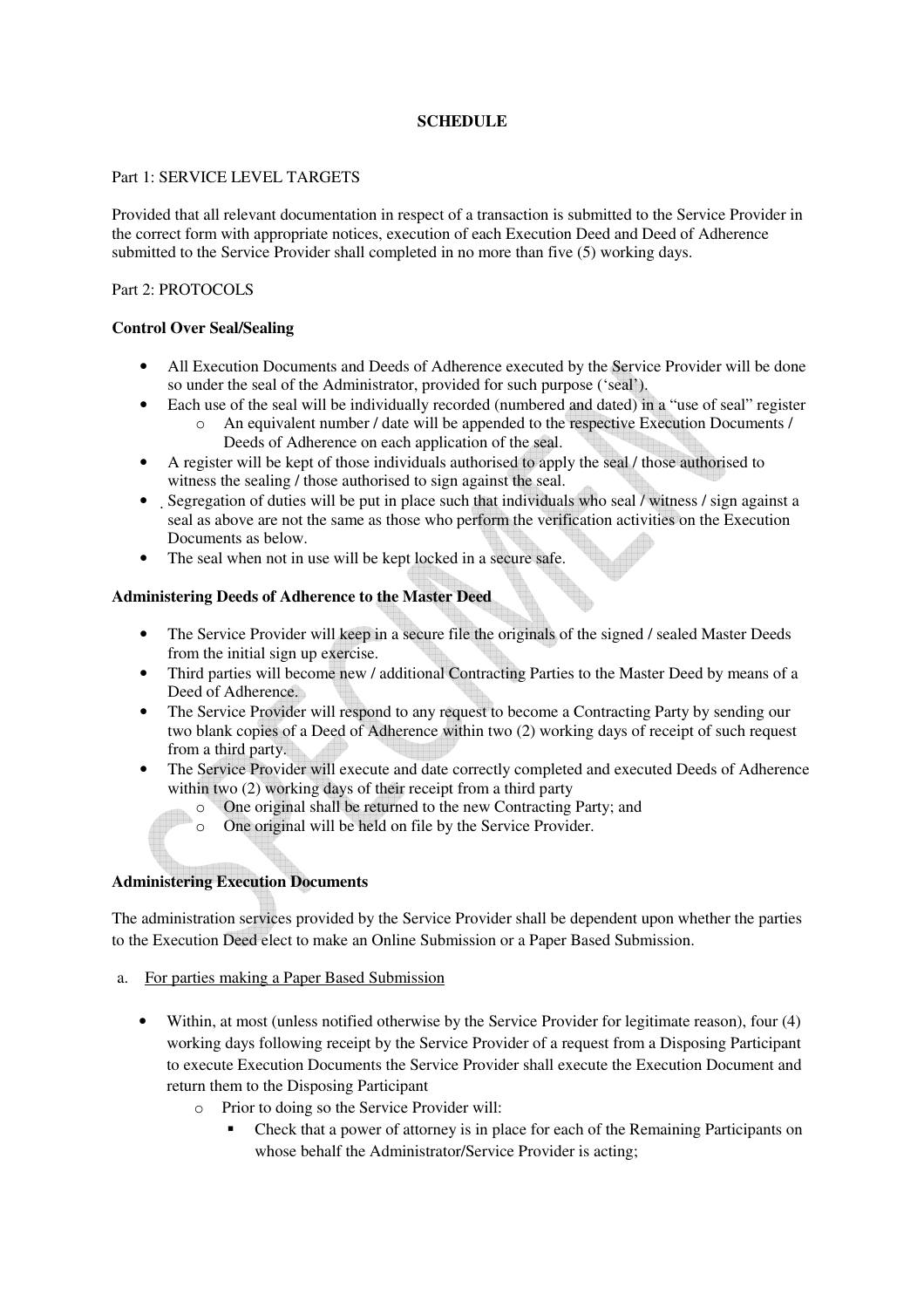**SCHEDULE**

Part 1: SERVICE LEVEL TARGETS

Provided that all relevant documentation in respect of a transaction is submitted to the Service Provider in the correct form with appropriate notices, execution of each Execution Deed and Deed of Adherence submitted to the Service Provider shall completed in no more than five (5) working days.

Part 2: PROTOCOLS

**Control Over Seal/Sealing**

- All Execution Documents and Deeds of Adherence executed by the Service Provider will be done so under the seal of the Administrator, provided for such purpose ('seal').
- Each use of the seal will be individually recorded (numbered and dated) in a "use of seal" register
  - An equivalent number / date will be appended to the respective Execution Documents / Deeds of Adherence on each application of the seal.
- A register will be kept of those individuals authorised to apply the seal / those authorised to witness the sealing / those authorised to sign against the seal.
- Segregation of duties will be put in place such that individuals who seal / witness / sign against a seal as above are not the same as those who perform the verification activities on the Execution Documents as below.
- The seal when not in use will be kept locked in a secure safe.

**Administering Deeds of Adherence to the Master Deed**

- The Service Provider will keep in a secure file the originals of the signed / sealed Master Deeds from the initial sign up exercise.
- Third parties will become new / additional Contracting Parties to the Master Deed by means of a Deed of Adherence.
- The Service Provider will respond to any request to become a Contracting Party by sending our two blank copies of a Deed of Adherence within two (2) working days of receipt of such request from a third party.
- The Service Provider will execute and date correctly completed and executed Deeds of Adherence within two (2) working days of their receipt from a third party
  - One original shall be returned to the new Contracting Party; and
  - One original will be held on file by the Service Provider.

**Administering Execution Documents**

The administration services provided by the Service Provider shall be dependent upon whether the parties to the Execution Deed elect to make an Online Submission or a Paper Based Submission.

a. For parties making a Paper Based Submission

- Within, at most (unless notified otherwise by the Service Provider for legitimate reason), four (4) working days following receipt by the Service Provider of a request from a Disposing Participant to execute Execution Documents the Service Provider shall execute the Execution Document and return them to the Disposing Participant
  - Prior to doing so the Service Provider will:
    - Check that a power of attorney is in place for each of the Remaining Participants on whose behalf the Administrator/Service Provider is acting;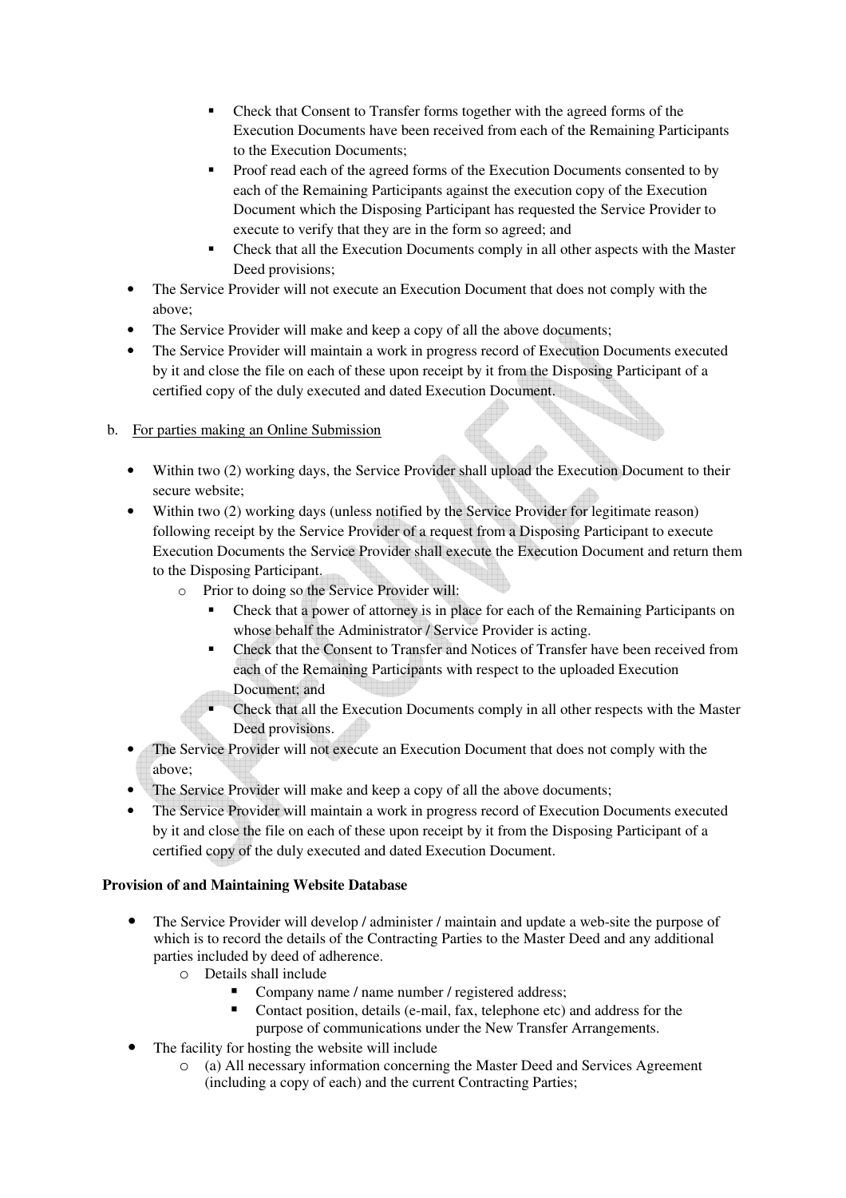- Check that Consent to Transfer forms together with the agreed forms of the Execution Documents have been received from each of the Remaining Participants to the Execution Documents;
    - Proof read each of the agreed forms of the Execution Documents consented to by each of the Remaining Participants against the execution copy of the Execution Document which the Disposing Participant has requested the Service Provider to execute to verify that they are in the form so agreed; and
    - Check that all the Execution Documents comply in all other aspects with the Master Deed provisions;
- The Service Provider will not execute an Execution Document that does not comply with the above;
- The Service Provider will make and keep a copy of all the above documents;
- The Service Provider will maintain a work in progress record of Execution Documents executed by it and close the file on each of these upon receipt by it from the Disposing Participant of a certified copy of the duly executed and dated Execution Document.

b. For parties making an Online Submission

- Within two (2) working days, the Service Provider shall upload the Execution Document to their secure website;
- Within two (2) working days (unless notified by the Service Provider for legitimate reason) following receipt by the Service Provider of a request from a Disposing Participant to execute Execution Documents the Service Provider shall execute the Execution Document and return them to the Disposing Participant.
  - Prior to doing so the Service Provider will:
    - Check that a power of attorney is in place for each of the Remaining Participants on whose behalf the Administrator / Service Provider is acting.
    - Check that the Consent to Transfer and Notices of Transfer have been received from each of the Remaining Participants with respect to the uploaded Execution Document; and
    - Check that all the Execution Documents comply in all other respects with the Master Deed provisions.
- The Service Provider will not execute an Execution Document that does not comply with the above;
- The Service Provider will make and keep a copy of all the above documents;
- The Service Provider will maintain a work in progress record of Execution Documents executed by it and close the file on each of these upon receipt by it from the Disposing Participant of a certified copy of the duly executed and dated Execution Document.

**Provision of and Maintaining Website Database**

- The Service Provider will develop / administer / maintain and update a web-site the purpose of which is to record the details of the Contracting Parties to the Master Deed and any additional parties included by deed of adherence.
  - Details shall include
    - Company name / name number / registered address;
    - Contact position, details (e-mail, fax, telephone etc) and address for the purpose of communications under the New Transfer Arrangements.
- The facility for hosting the website will include
  - (a) All necessary information concerning the Master Deed and Services Agreement (including a copy of each) and the current Contracting Parties;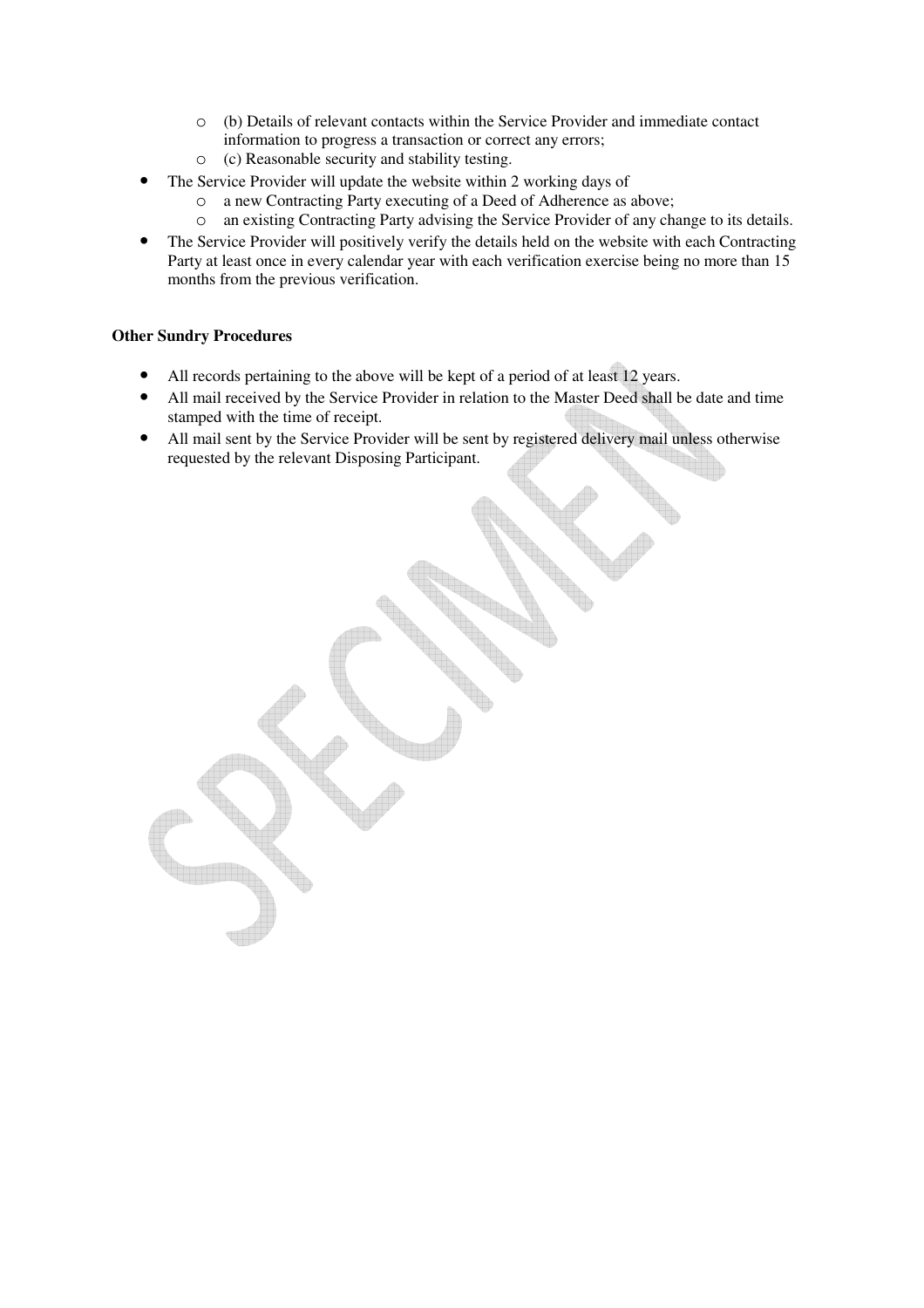- (b) Details of relevant contacts within the Service Provider and immediate contact information to progress a transaction or correct any errors;
  - (c) Reasonable security and stability testing.
- The Service Provider will update the website within 2 working days of
  - a new Contracting Party executing of a Deed of Adherence as above;
  - an existing Contracting Party advising the Service Provider of any change to its details.
- The Service Provider will positively verify the details held on the website with each Contracting Party at least once in every calendar year with each verification exercise being no more than 15 months from the previous verification.

**Other Sundry Procedures**

- All records pertaining to the above will be kept of a period of at least 12 years.
- All mail received by the Service Provider in relation to the Master Deed shall be date and time stamped with the time of receipt.
- All mail sent by the Service Provider will be sent by registered delivery mail unless otherwise requested by the relevant Disposing Participant.